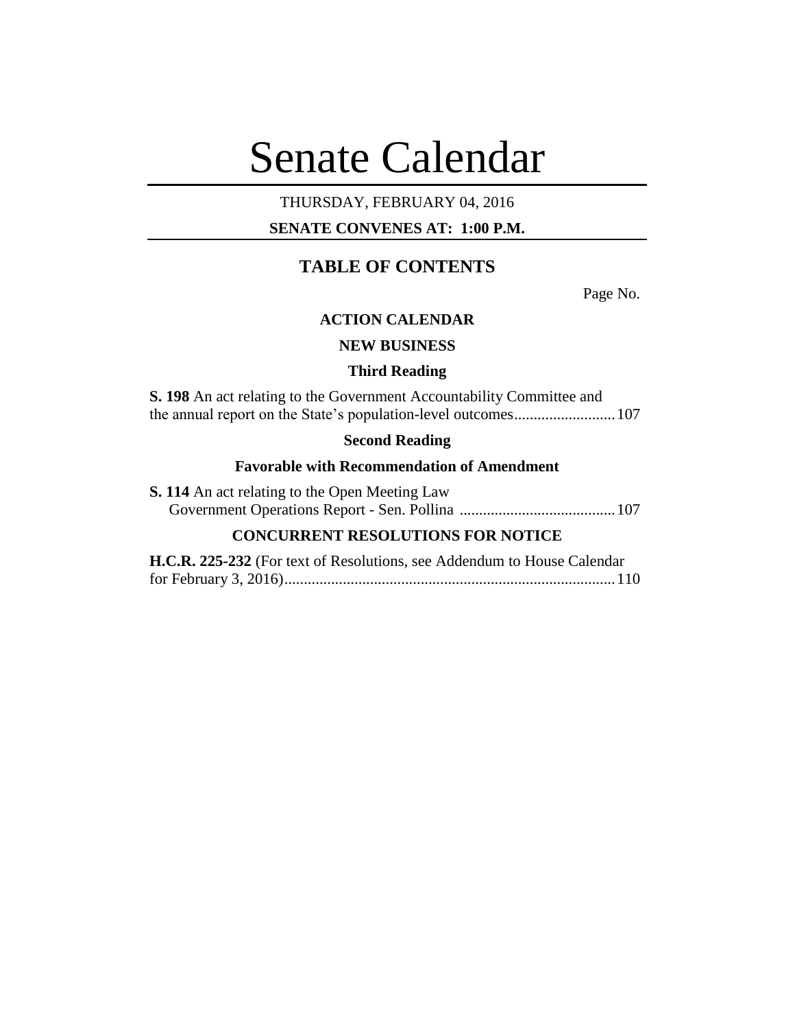# Senate Calendar

THURSDAY, FEBRUARY 04, 2016

**SENATE CONVENES AT: 1:00 P.M.**

## TABLE OF CONTENTS

Page No.

### ACTION CALENDAR

### NEW BUSINESS

### Third Reading

**S. 198** An act relating to the Government Accountability Committee and the annual report on the State's population-level outcomes.......................... 107

### Second Reading

### Favorable with Recommendation of Amendment

**S. 114** An act relating to the Open Meeting Law
Government Operations Report - Sen. Pollina ........................................ 107

### CONCURRENT RESOLUTIONS FOR NOTICE

**H.C.R. 225-232** (For text of Resolutions, see Addendum to House Calendar for February 3, 2016).................................................................................... 110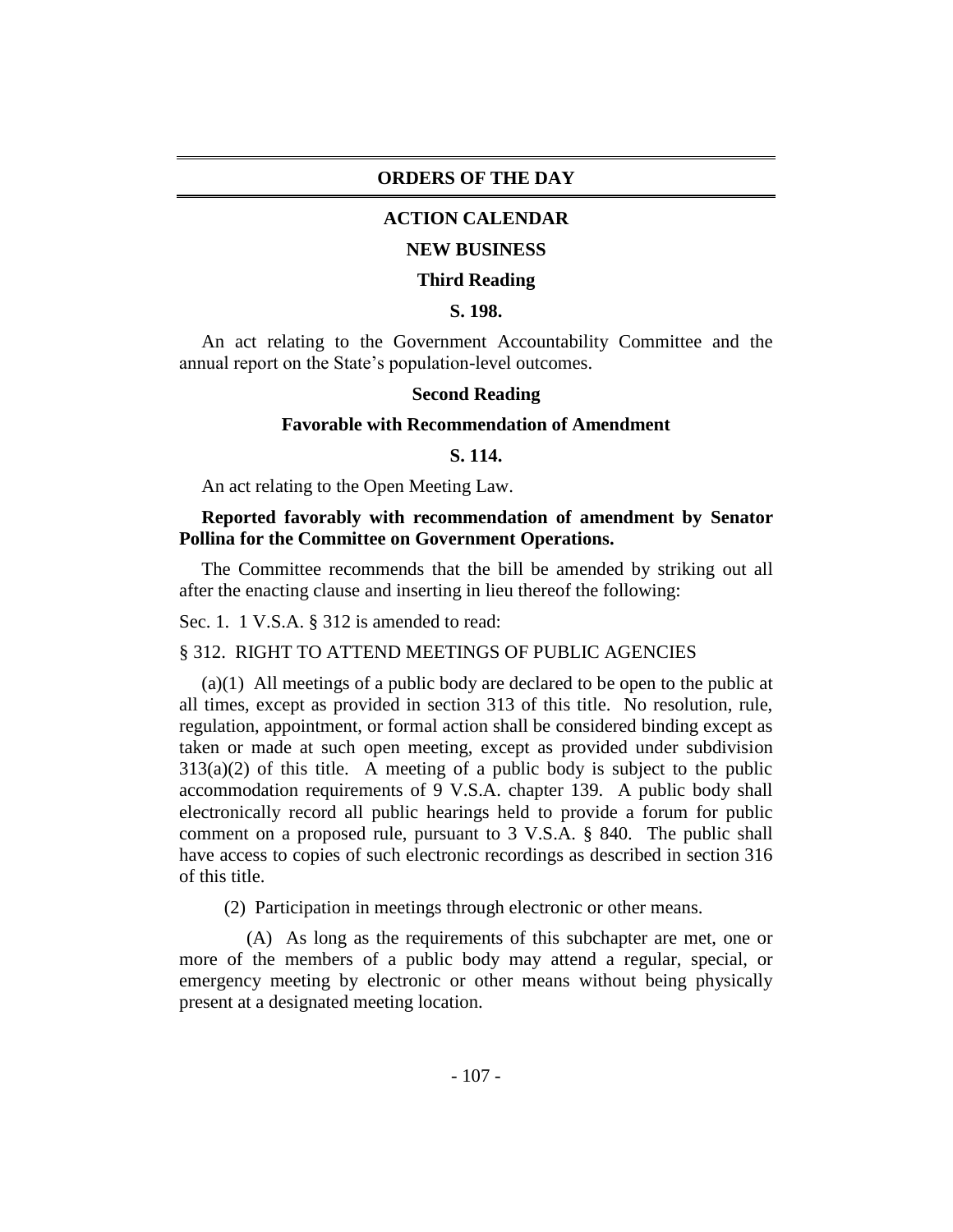# ORDERS OF THE DAY

## ACTION CALENDAR

### NEW BUSINESS

### Third Reading

**S. 198.**

An act relating to the Government Accountability Committee and the annual report on the State's population-level outcomes.

### Second Reading

### Favorable with Recommendation of Amendment

**S. 114.**

An act relating to the Open Meeting Law.

**Reported favorably with recommendation of amendment by Senator Pollina for the Committee on Government Operations.**

The Committee recommends that the bill be amended by striking out all after the enacting clause and inserting in lieu thereof the following:

Sec. 1. 1 V.S.A. § 312 is amended to read:

§ 312. RIGHT TO ATTEND MEETINGS OF PUBLIC AGENCIES

(a)(1) All meetings of a public body are declared to be open to the public at all times, except as provided in section 313 of this title. No resolution, rule, regulation, appointment, or formal action shall be considered binding except as taken or made at such open meeting, except as provided under subdivision 313(a)(2) of this title. A meeting of a public body is subject to the public accommodation requirements of 9 V.S.A. chapter 139. A public body shall electronically record all public hearings held to provide a forum for public comment on a proposed rule, pursuant to 3 V.S.A. § 840. The public shall have access to copies of such electronic recordings as described in section 316 of this title.

(2) Participation in meetings through electronic or other means.

(A) As long as the requirements of this subchapter are met, one or more of the members of a public body may attend a regular, special, or emergency meeting by electronic or other means without being physically present at a designated meeting location.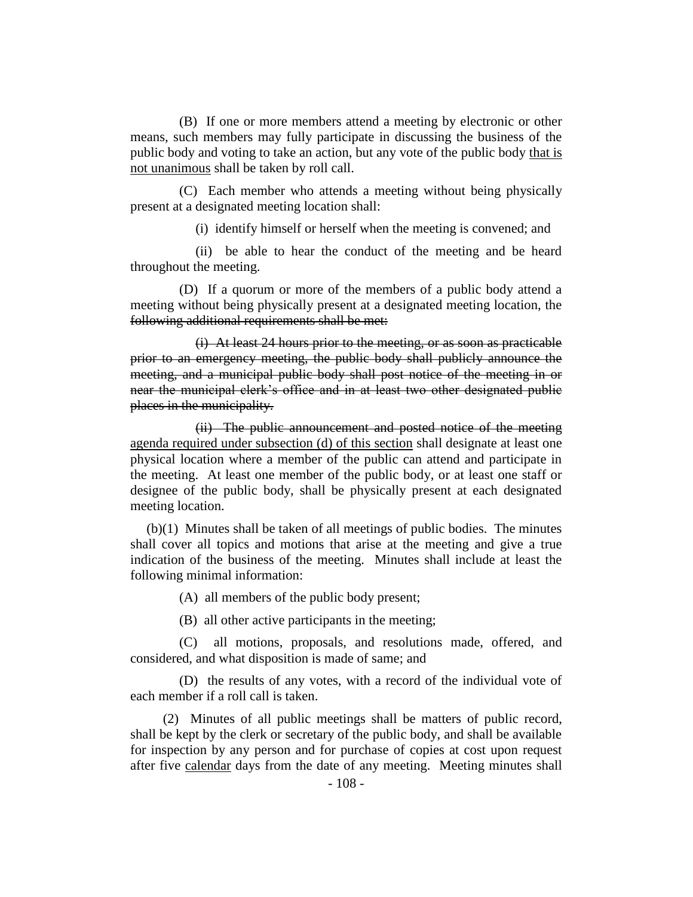(B) If one or more members attend a meeting by electronic or other means, such members may fully participate in discussing the business of the public body and voting to take an action, but any vote of the public body <u>that is not unanimous</u> shall be taken by roll call.

(C) Each member who attends a meeting without being physically present at a designated meeting location shall:

(i) identify himself or herself when the meeting is convened; and

(ii) be able to hear the conduct of the meeting and be heard throughout the meeting.

(D) If a quorum or more of the members of a public body attend a meeting without being physically present at a designated meeting location, the ~~following additional requirements shall be met:~~

~~(i) At least 24 hours prior to the meeting, or as soon as practicable prior to an emergency meeting, the public body shall publicly announce the meeting, and a municipal public body shall post notice of the meeting in or near the municipal clerk's office and in at least two other designated public places in the municipality.~~

~~(ii) The public announcement and posted notice of the meeting~~ <u>agenda required under subsection (d) of this section</u> shall designate at least one physical location where a member of the public can attend and participate in the meeting. At least one member of the public body, or at least one staff or designee of the public body, shall be physically present at each designated meeting location.

(b)(1) Minutes shall be taken of all meetings of public bodies. The minutes shall cover all topics and motions that arise at the meeting and give a true indication of the business of the meeting. Minutes shall include at least the following minimal information:

(A) all members of the public body present;

(B) all other active participants in the meeting;

(C) all motions, proposals, and resolutions made, offered, and considered, and what disposition is made of same; and

(D) the results of any votes, with a record of the individual vote of each member if a roll call is taken.

(2) Minutes of all public meetings shall be matters of public record, shall be kept by the clerk or secretary of the public body, and shall be available for inspection by any person and for purchase of copies at cost upon request after five <u>calendar</u> days from the date of any meeting. Meeting minutes shall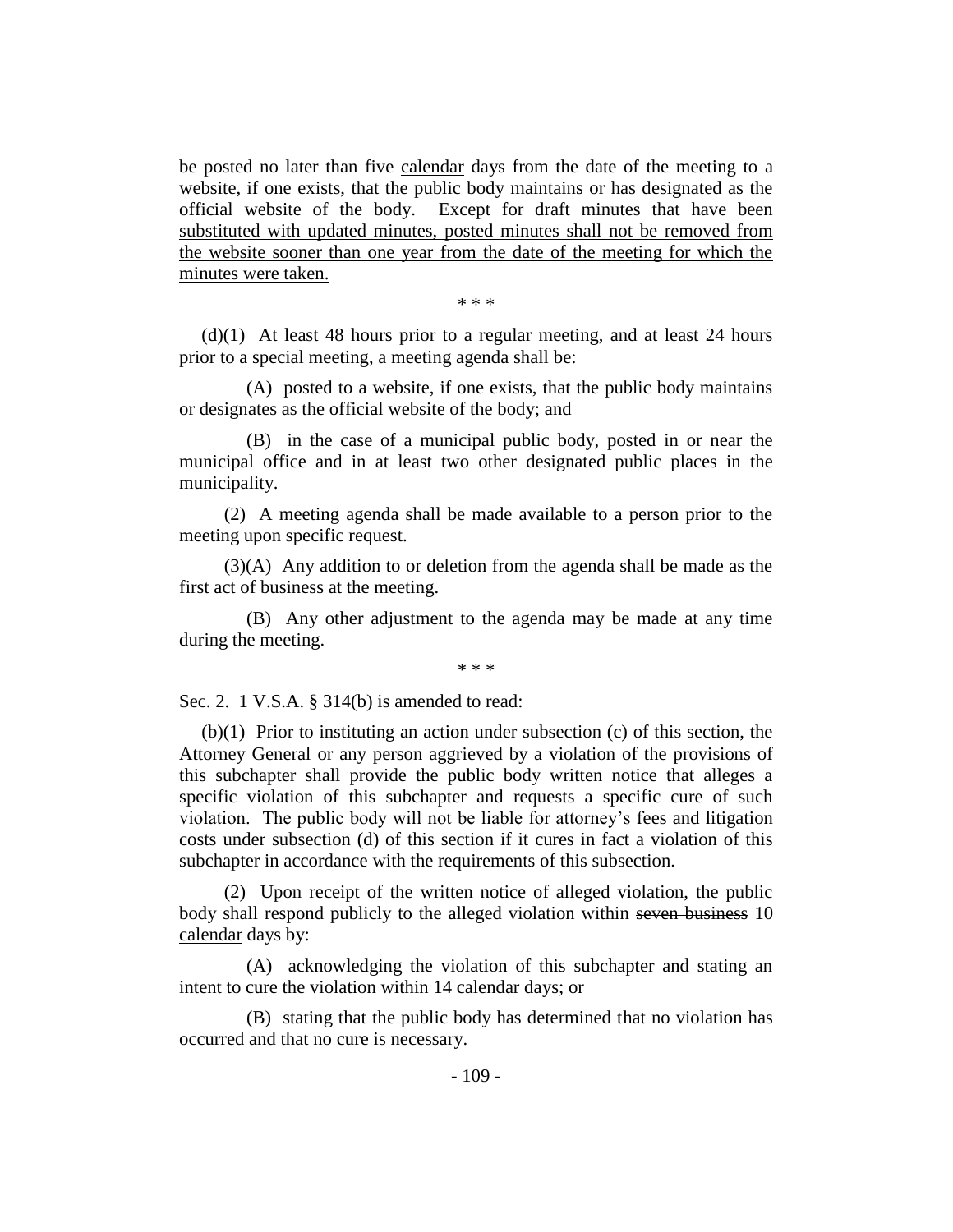be posted no later than five <u>calendar</u> days from the date of the meeting to a website, if one exists, that the public body maintains or has designated as the official website of the body. <u>Except for draft minutes that have been substituted with updated minutes, posted minutes shall not be removed from the website sooner than one year from the date of the meeting for which the minutes were taken.</u>

\* \* \*

(d)(1) At least 48 hours prior to a regular meeting, and at least 24 hours prior to a special meeting, a meeting agenda shall be:

(A) posted to a website, if one exists, that the public body maintains or designates as the official website of the body; and

(B) in the case of a municipal public body, posted in or near the municipal office and in at least two other designated public places in the municipality.

(2) A meeting agenda shall be made available to a person prior to the meeting upon specific request.

(3)(A) Any addition to or deletion from the agenda shall be made as the first act of business at the meeting.

(B) Any other adjustment to the agenda may be made at any time during the meeting.

\* \* \*

Sec. 2. 1 V.S.A. § 314(b) is amended to read:

(b)(1) Prior to instituting an action under subsection (c) of this section, the Attorney General or any person aggrieved by a violation of the provisions of this subchapter shall provide the public body written notice that alleges a specific violation of this subchapter and requests a specific cure of such violation. The public body will not be liable for attorney's fees and litigation costs under subsection (d) of this section if it cures in fact a violation of this subchapter in accordance with the requirements of this subsection.

(2) Upon receipt of the written notice of alleged violation, the public body shall respond publicly to the alleged violation within ~~seven business~~ <u>10 calendar</u> days by:

(A) acknowledging the violation of this subchapter and stating an intent to cure the violation within 14 calendar days; or

(B) stating that the public body has determined that no violation has occurred and that no cure is necessary.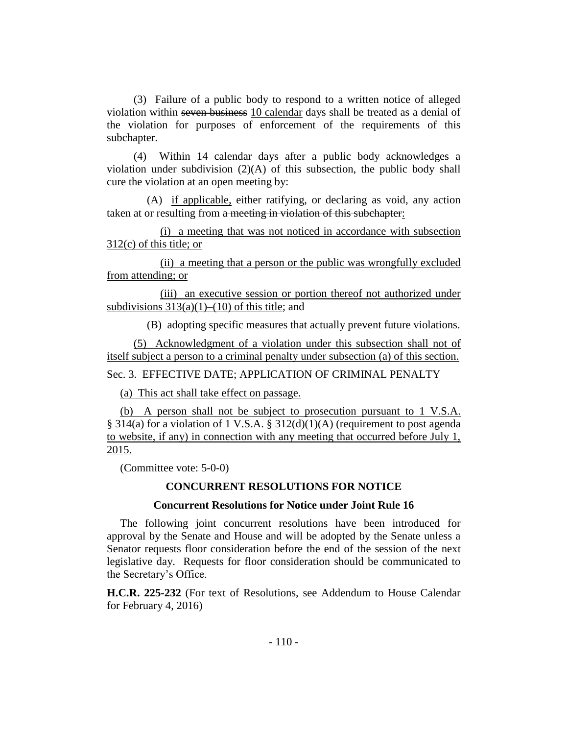(3) Failure of a public body to respond to a written notice of alleged violation within ~~seven business~~ <u>10 calendar</u> days shall be treated as a denial of the violation for purposes of enforcement of the requirements of this subchapter.

(4) Within 14 calendar days after a public body acknowledges a violation under subdivision (2)(A) of this subsection, the public body shall cure the violation at an open meeting by:

(A) <u>if applicable,</u> either ratifying, or declaring as void, any action taken at or resulting from ~~a meeting in violation of this subchapter~~<u>:</u>

<u>(i) a meeting that was not noticed in accordance with subsection 312(c) of this title; or</u>

<u>(ii) a meeting that a person or the public was wrongfully excluded from attending; or</u>

<u>(iii) an executive session or portion thereof not authorized under subdivisions 313(a)(1)–(10) of this title</u>; and

(B) adopting specific measures that actually prevent future violations.

<u>(5) Acknowledgment of a violation under this subsection shall not of itself subject a person to a criminal penalty under subsection (a) of this section.</u>

Sec. 3. EFFECTIVE DATE; APPLICATION OF CRIMINAL PENALTY

<u>(a) This act shall take effect on passage.</u>

<u>(b) A person shall not be subject to prosecution pursuant to 1 V.S.A. § 314(a) for a violation of 1 V.S.A. § 312(d)(1)(A) (requirement to post agenda to website, if any) in connection with any meeting that occurred before July 1, 2015.</u>

(Committee vote: 5-0-0)

## CONCURRENT RESOLUTIONS FOR NOTICE

### Concurrent Resolutions for Notice under Joint Rule 16

The following joint concurrent resolutions have been introduced for approval by the Senate and House and will be adopted by the Senate unless a Senator requests floor consideration before the end of the session of the next legislative day. Requests for floor consideration should be communicated to the Secretary's Office.

**H.C.R. 225-232** (For text of Resolutions, see Addendum to House Calendar for February 4, 2016)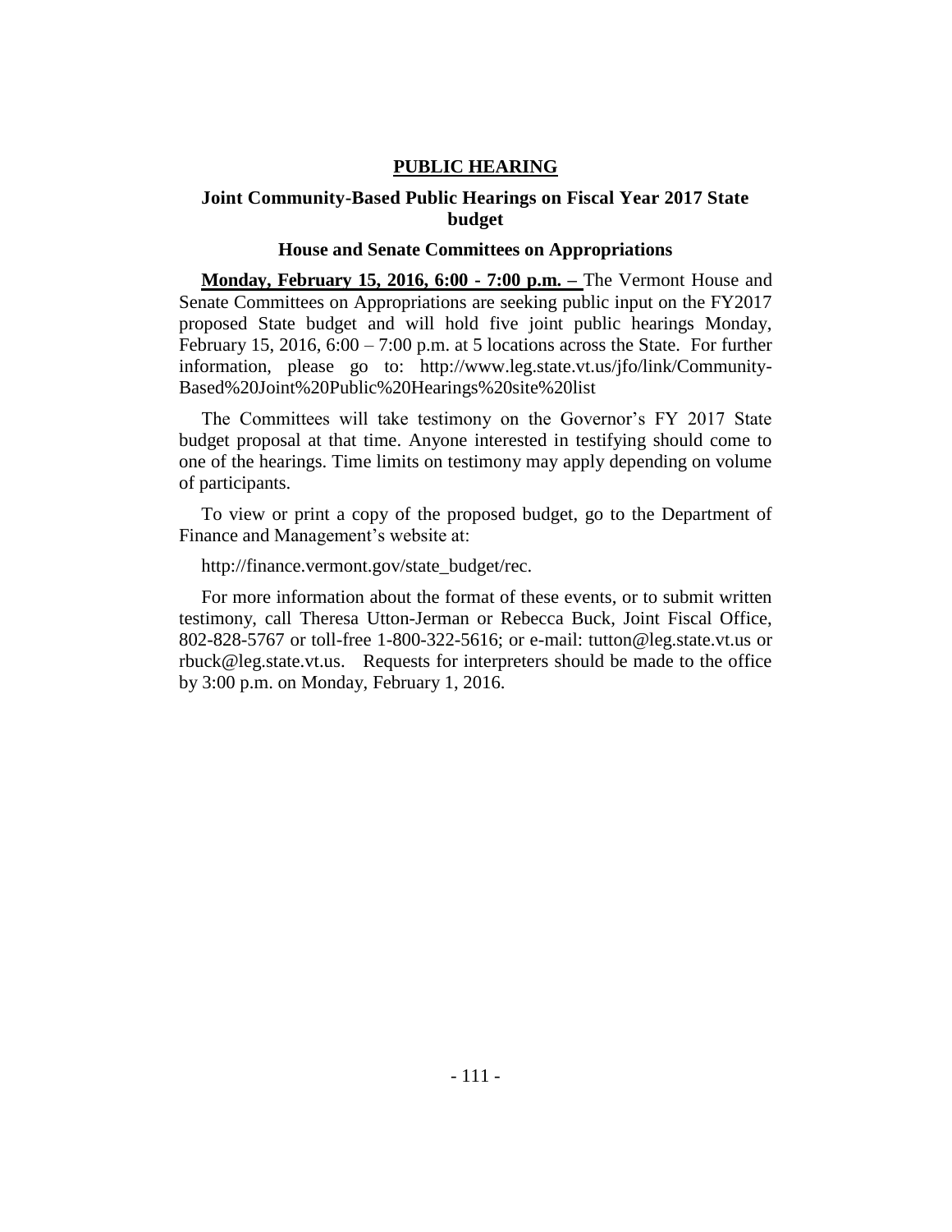## PUBLIC HEARING

### Joint Community-Based Public Hearings on Fiscal Year 2017 State budget

### House and Senate Committees on Appropriations

**Monday, February 15, 2016, 6:00 - 7:00 p.m. –** The Vermont House and Senate Committees on Appropriations are seeking public input on the FY2017 proposed State budget and will hold five joint public hearings Monday, February 15, 2016, 6:00 – 7:00 p.m. at 5 locations across the State. For further information, please go to: http://www.leg.state.vt.us/jfo/link/Community-Based%20Joint%20Public%20Hearings%20site%20list

The Committees will take testimony on the Governor's FY 2017 State budget proposal at that time. Anyone interested in testifying should come to one of the hearings. Time limits on testimony may apply depending on volume of participants.

To view or print a copy of the proposed budget, go to the Department of Finance and Management's website at:

http://finance.vermont.gov/state_budget/rec.

For more information about the format of these events, or to submit written testimony, call Theresa Utton-Jerman or Rebecca Buck, Joint Fiscal Office, 802-828-5767 or toll-free 1-800-322-5616; or e-mail: tutton@leg.state.vt.us or rbuck@leg.state.vt.us. Requests for interpreters should be made to the office by 3:00 p.m. on Monday, February 1, 2016.